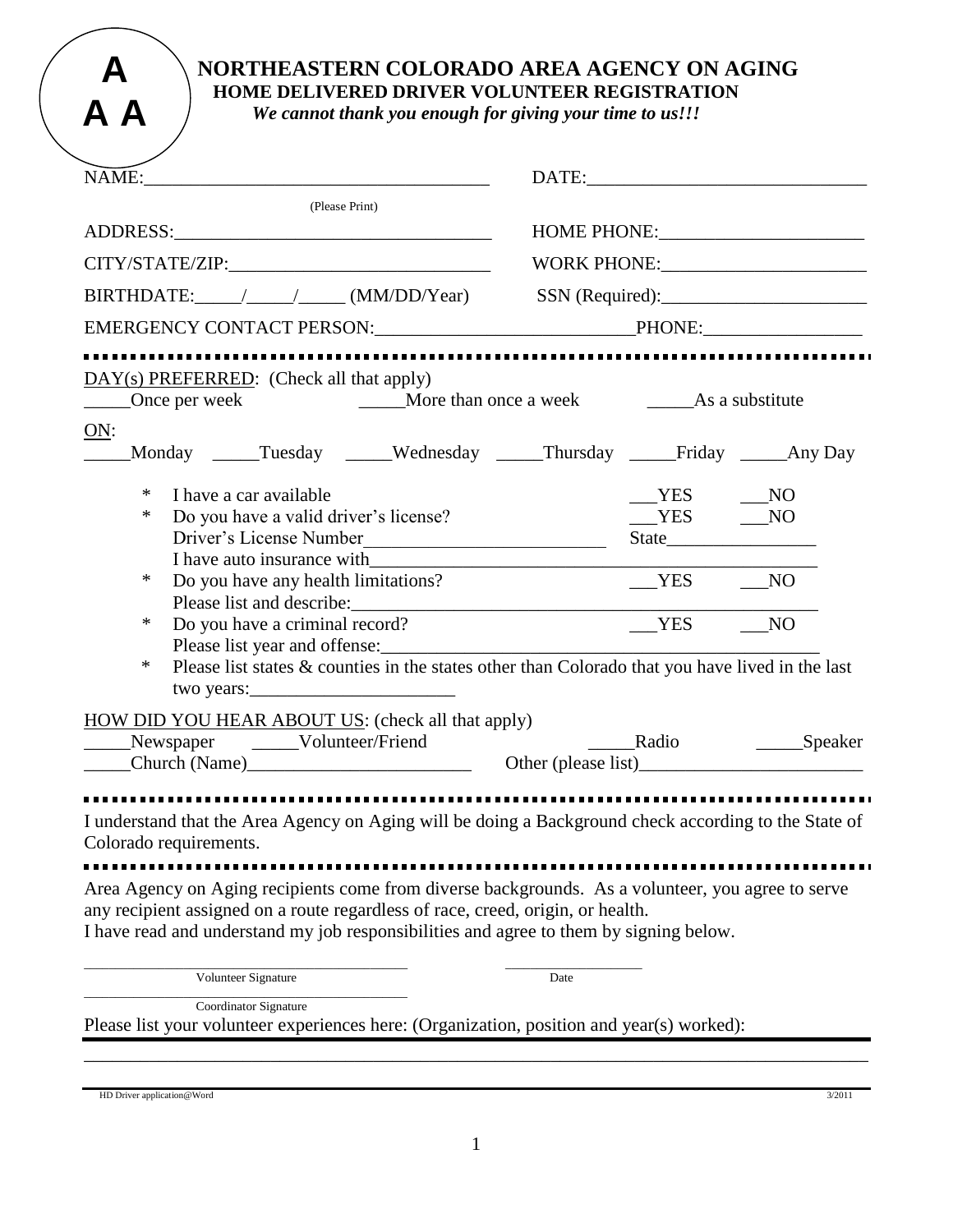A
A A

# NORTHEASTERN COLORADO AREA AGENCY ON AGING

## HOME DELIVERED DRIVER VOLUNTEER REGISTRATION

***We cannot thank you enough for giving your time to us!!!***

NAME:_____________________________________ DATE:______________________________
(Please Print)

ADDRESS:__________________________________ HOME PHONE:______________________

CITY/STATE/ZIP:____________________________ WORK PHONE:______________________

BIRTHDATE:_____/_____/_____ (MM/DD/Year) SSN (Required):______________________

EMERGENCY CONTACT PERSON:___________________________PHONE:_________________

---

DAY(s) PREFERRED: (Check all that apply)

_____Once per week _____More than once a week _____As a substitute

ON:

_____Monday _____Tuesday _____Wednesday _____Thursday _____Friday _____Any Day

* I have a car available ___YES ___NO
* Do you have a valid driver's license? ___YES ___NO
  Driver's License Number__________________________ State________________
  I have auto insurance with_______________________________________________
* Do you have any health limitations? ___YES ___NO
  Please list and describe:_________________________________________________
* Do you have a criminal record? ___YES ___NO
  Please list year and offense:_____________________________________________
* Please list states & counties in the states other than Colorado that you have lived in the last two years:______________________

HOW DID YOU HEAR ABOUT US: (check all that apply)

_____Newspaper _____Volunteer/Friend _____Radio _____Speaker

_____Church (Name)________________________ Other (please list)________________________

---

I understand that the Area Agency on Aging will be doing a Background check according to the State of Colorado requirements.

---

Area Agency on Aging recipients come from diverse backgrounds. As a volunteer, you agree to serve any recipient assigned on a route regardless of race, creed, origin, or health.
I have read and understand my job responsibilities and agree to them by signing below.

_________________________________________ __________________
Volunteer Signature Date

_________________________________________
Coordinator Signature

Please list your volunteer experiences here: (Organization, position and year(s) worked):

_____________________________________________________________________________________

HD Driver application@Word 3/2011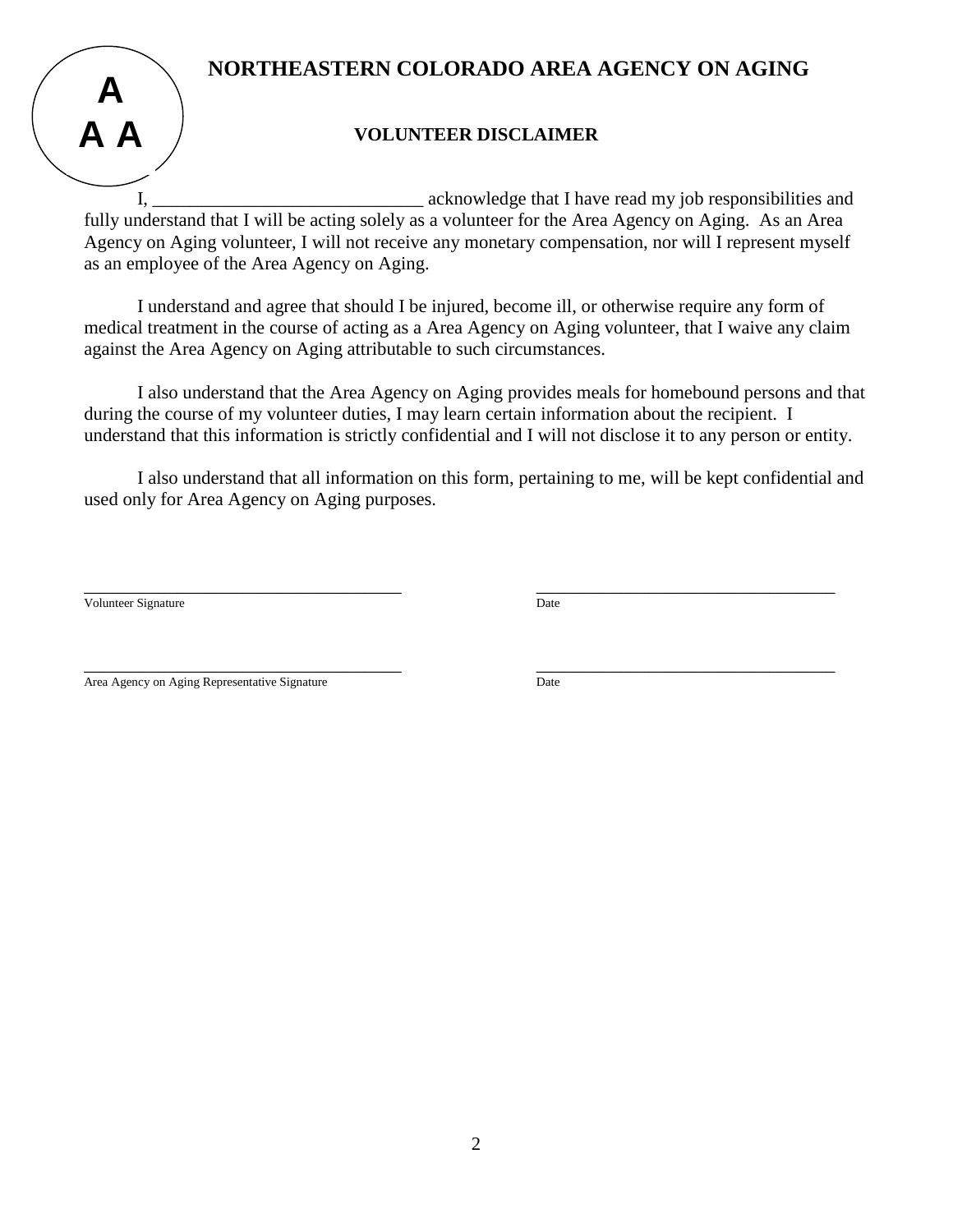A
A A

# NORTHEASTERN COLORADO AREA AGENCY ON AGING

## VOLUNTEER DISCLAIMER

I, ____________________________ acknowledge that I have read my job responsibilities and fully understand that I will be acting solely as a volunteer for the Area Agency on Aging. As an Area Agency on Aging volunteer, I will not receive any monetary compensation, nor will I represent myself as an employee of the Area Agency on Aging.

I understand and agree that should I be injured, become ill, or otherwise require any form of medical treatment in the course of acting as a Area Agency on Aging volunteer, that I waive any claim against the Area Agency on Aging attributable to such circumstances.

I also understand that the Area Agency on Aging provides meals for homebound persons and that during the course of my volunteer duties, I may learn certain information about the recipient. I understand that this information is strictly confidential and I will not disclose it to any person or entity.

I also understand that all information on this form, pertaining to me, will be kept confidential and used only for Area Agency on Aging purposes.

______________________________________ ______________________________________
Volunteer Signature Date

______________________________________ ______________________________________
Area Agency on Aging Representative Signature Date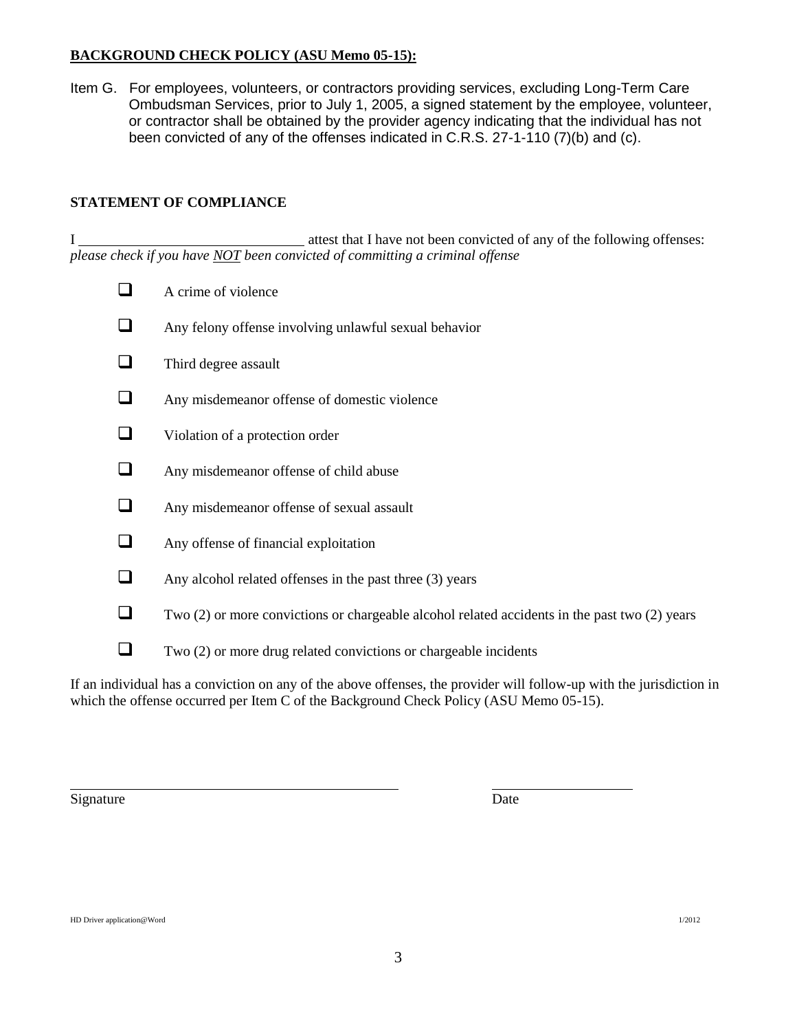**BACKGROUND CHECK POLICY (ASU Memo 05-15):**

Item G. For employees, volunteers, or contractors providing services, excluding Long-Term Care Ombudsman Services, prior to July 1, 2005, a signed statement by the employee, volunteer, or contractor shall be obtained by the provider agency indicating that the individual has not been convicted of any of the offenses indicated in C.R.S. 27-1-110 (7)(b) and (c).

**STATEMENT OF COMPLIANCE**

I ______________________________ attest that I have not been convicted of any of the following offenses:
*please check if you have NOT been convicted of committing a criminal offense*

- ☐ A crime of violence
- ☐ Any felony offense involving unlawful sexual behavior
- ☐ Third degree assault
- ☐ Any misdemeanor offense of domestic violence
- ☐ Violation of a protection order
- ☐ Any misdemeanor offense of child abuse
- ☐ Any misdemeanor offense of sexual assault
- ☐ Any offense of financial exploitation
- ☐ Any alcohol related offenses in the past three (3) years
- ☐ Two (2) or more convictions or chargeable alcohol related accidents in the past two (2) years
- ☐ Two (2) or more drug related convictions or chargeable incidents

If an individual has a conviction on any of the above offenses, the provider will follow-up with the jurisdiction in which the offense occurred per Item C of the Background Check Policy (ASU Memo 05-15).

______________________________________________ ____________________
Signature Date

HD Driver application@Word 1/2012